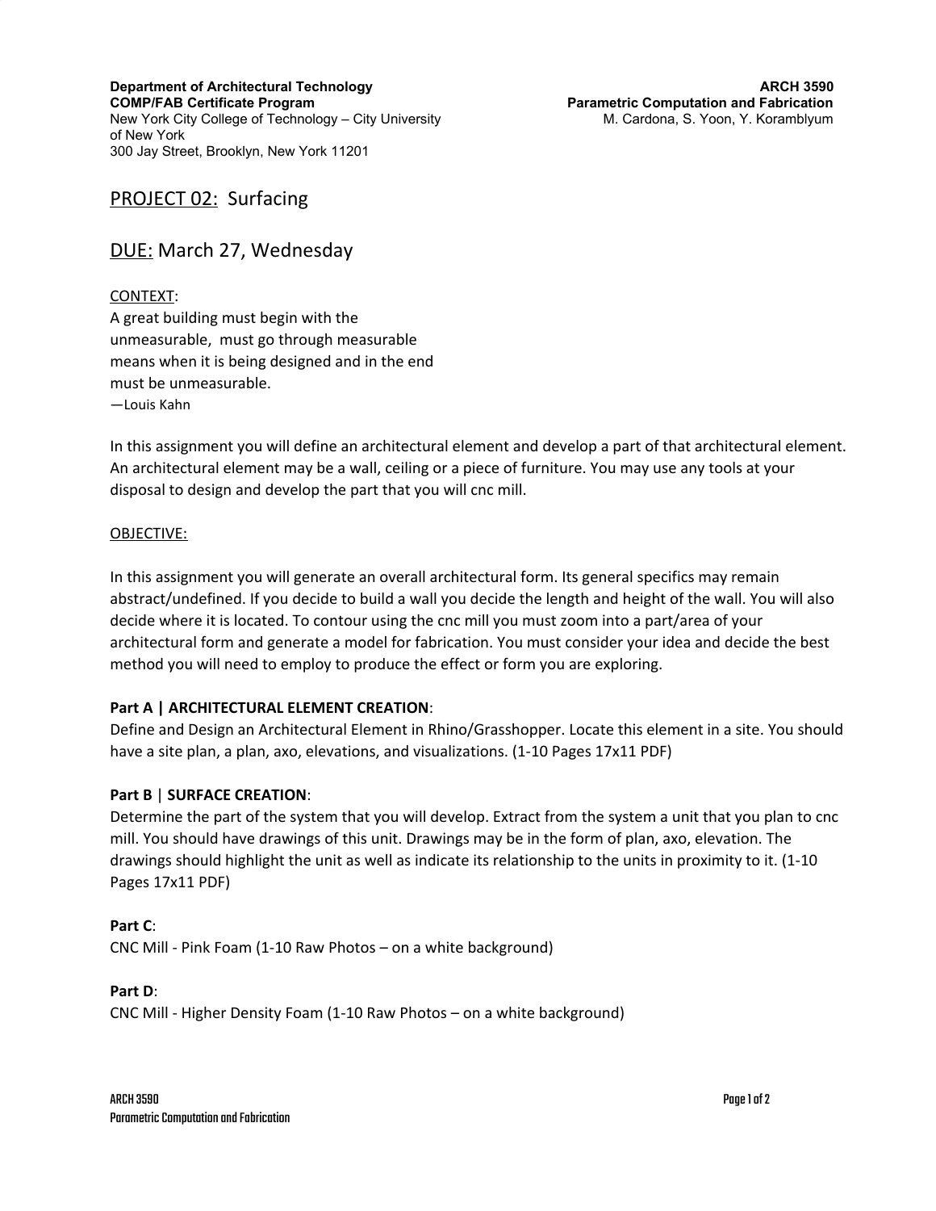**Department of Architectural Technology**
**COMP/FAB Certificate Program**
New York City College of Technology – City University of New York
300 Jay Street, Brooklyn, New York 11201

**ARCH 3590**
**Parametric Computation and Fabrication**
M. Cardona, S. Yoon, Y. Koramblyum

# PROJECT 02: Surfacing

## DUE: March 27, Wednesday

CONTEXT:

A great building must begin with the unmeasurable, must go through measurable means when it is being designed and in the end must be unmeasurable.
—Louis Kahn

In this assignment you will define an architectural element and develop a part of that architectural element. An architectural element may be a wall, ceiling or a piece of furniture. You may use any tools at your disposal to design and develop the part that you will cnc mill.

OBJECTIVE:

In this assignment you will generate an overall architectural form. Its general specifics may remain abstract/undefined. If you decide to build a wall you decide the length and height of the wall. You will also decide where it is located. To contour using the cnc mill you must zoom into a part/area of your architectural form and generate a model for fabrication. You must consider your idea and decide the best method you will need to employ to produce the effect or form you are exploring.

**Part A | ARCHITECTURAL ELEMENT CREATION**:
Define and Design an Architectural Element in Rhino/Grasshopper. Locate this element in a site. You should have a site plan, a plan, axo, elevations, and visualizations. (1-10 Pages 17x11 PDF)

**Part B** | **SURFACE CREATION**:
Determine the part of the system that you will develop. Extract from the system a unit that you plan to cnc mill. You should have drawings of this unit. Drawings may be in the form of plan, axo, elevation. The drawings should highlight the unit as well as indicate its relationship to the units in proximity to it. (1-10 Pages 17x11 PDF)

**Part C**:
CNC Mill - Pink Foam (1-10 Raw Photos – on a white background)

**Part D**:
CNC Mill - Higher Density Foam (1-10 Raw Photos – on a white background)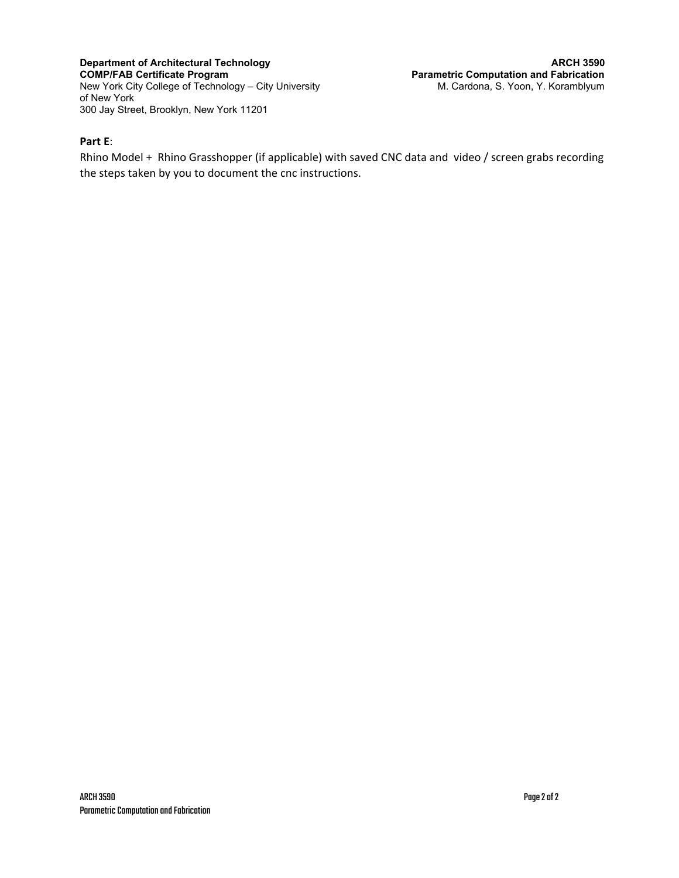**Part E**:

Rhino Model + Rhino Grasshopper (if applicable) with saved CNC data and video / screen grabs recording the steps taken by you to document the cnc instructions.